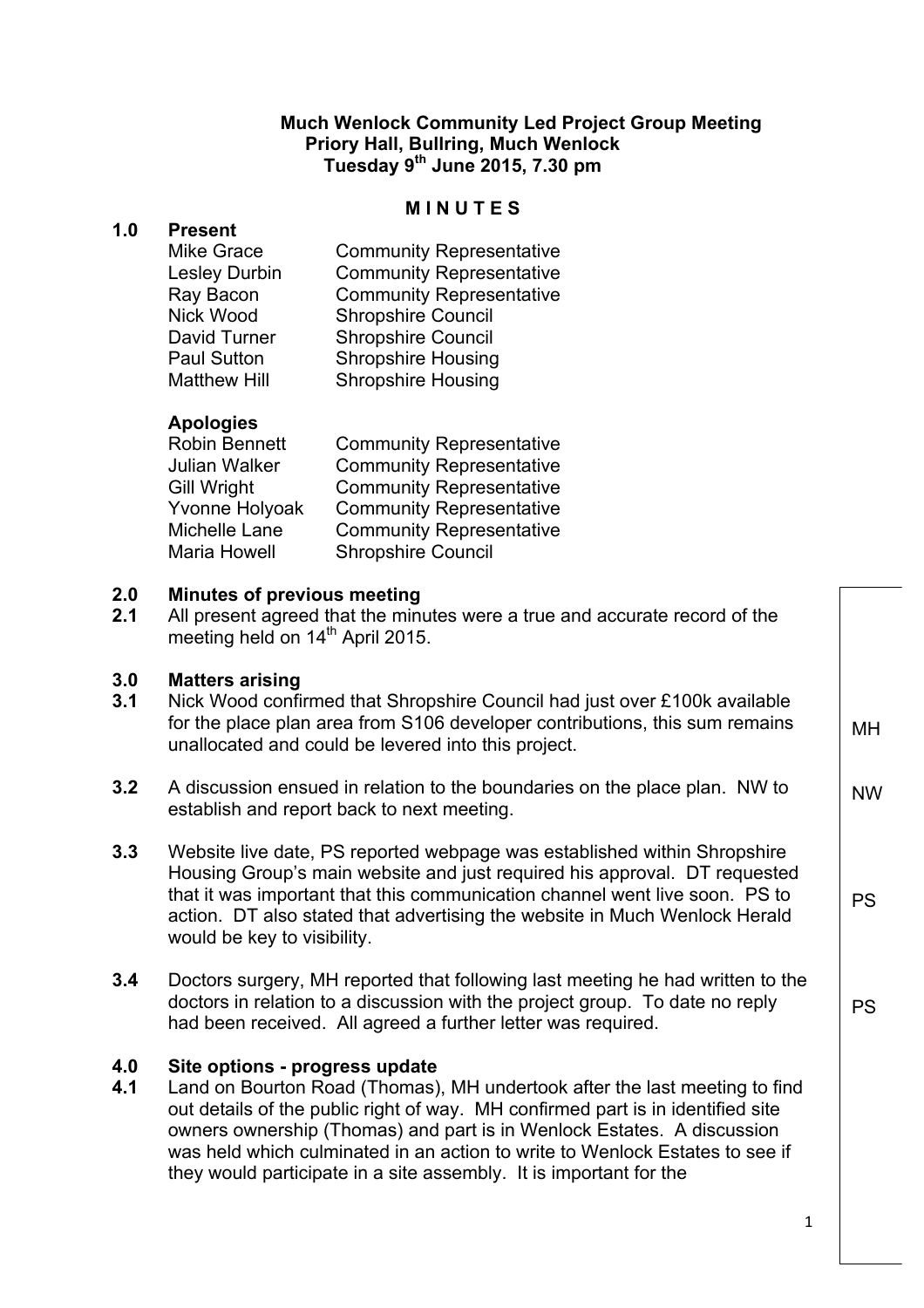**Much Wenlock Community Led Project Group Meeting**
**Priory Hall, Bullring, Much Wenlock**
**Tuesday 9th June 2015, 7.30 pm**

**M I N U T E S**

## 1.0 Present

| | |
|---|---|
| Mike Grace | Community Representative |
| Lesley Durbin | Community Representative |
| Ray Bacon | Community Representative |
| Nick Wood | Shropshire Council |
| David Turner | Shropshire Council |
| Paul Sutton | Shropshire Housing |
| Matthew Hill | Shropshire Housing |

**Apologies**

| | |
|---|---|
| Robin Bennett | Community Representative |
| Julian Walker | Community Representative |
| Gill Wright | Community Representative |
| Yvonne Holyoak | Community Representative |
| Michelle Lane | Community Representative |
| Maria Howell | Shropshire Council |

## 2.0 Minutes of previous meeting

**2.1** All present agreed that the minutes were a true and accurate record of the meeting held on 14th April 2015.

## 3.0 Matters arising

**3.1** Nick Wood confirmed that Shropshire Council had just over £100k available for the place plan area from S106 developer contributions, this sum remains unallocated and could be levered into this project. **MH**

**3.2** A discussion ensued in relation to the boundaries on the place plan. NW to establish and report back to next meeting. **NW**

**3.3** Website live date, PS reported webpage was established within Shropshire Housing Group's main website and just required his approval. DT requested that it was important that this communication channel went live soon. PS to action. DT also stated that advertising the website in Much Wenlock Herald would be key to visibility. **PS**

**3.4** Doctors surgery, MH reported that following last meeting he had written to the doctors in relation to a discussion with the project group. To date no reply had been received. All agreed a further letter was required. **PS**

## 4.0 Site options - progress update

**4.1** Land on Bourton Road (Thomas), MH undertook after the last meeting to find out details of the public right of way. MH confirmed part is in identified site owners ownership (Thomas) and part is in Wenlock Estates. A discussion was held which culminated in an action to write to Wenlock Estates to see if they would participate in a site assembly. It is important for the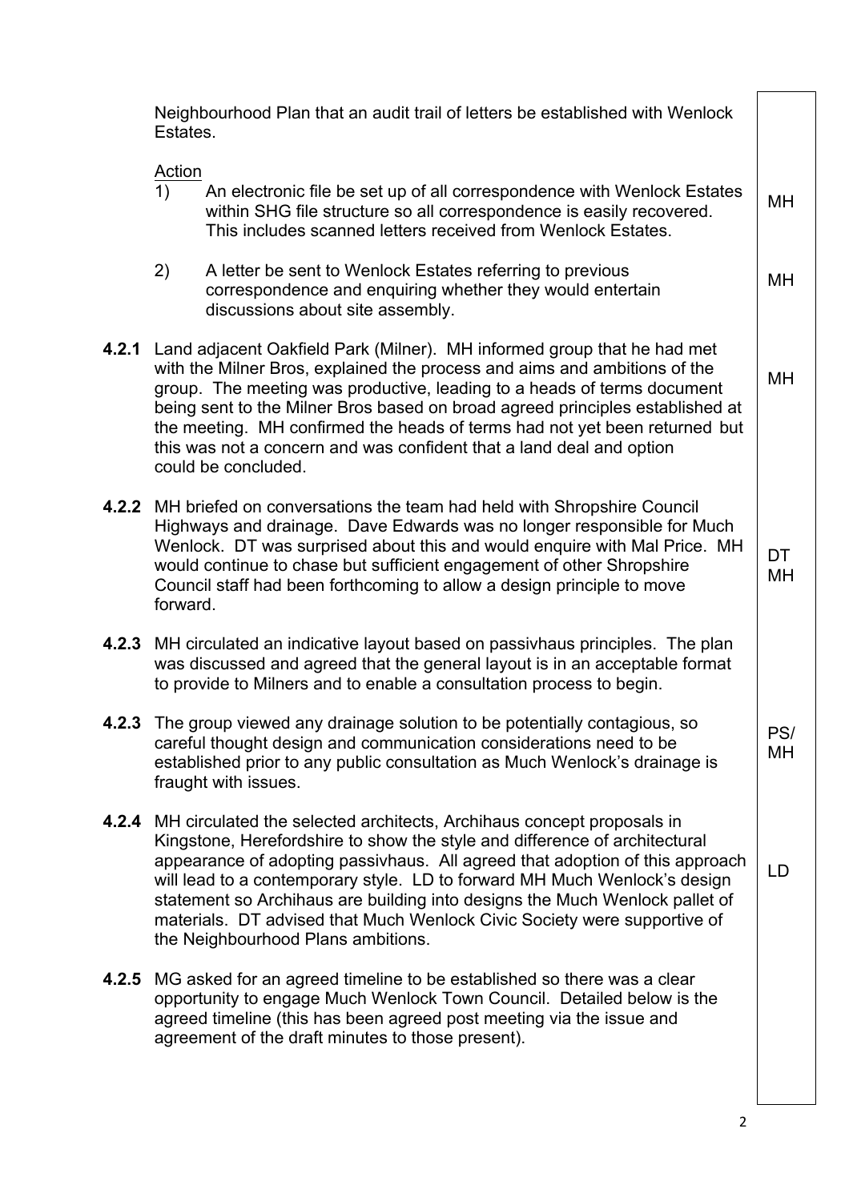Neighbourhood Plan that an audit trail of letters be established with Wenlock Estates.

Action

1) An electronic file be set up of all correspondence with Wenlock Estates within SHG file structure so all correspondence is easily recovered. This includes scanned letters received from Wenlock Estates. — MH

2) A letter be sent to Wenlock Estates referring to previous correspondence and enquiring whether they would entertain discussions about site assembly. — MH

**4.2.1** Land adjacent Oakfield Park (Milner). MH informed group that he had met with the Milner Bros, explained the process and aims and ambitions of the group. The meeting was productive, leading to a heads of terms document being sent to the Milner Bros based on broad agreed principles established at the meeting. MH confirmed the heads of terms had not yet been returned but this was not a concern and was confident that a land deal and option could be concluded. — MH

**4.2.2** MH briefed on conversations the team had held with Shropshire Council Highways and drainage. Dave Edwards was no longer responsible for Much Wenlock. DT was surprised about this and would enquire with Mal Price. MH would continue to chase but sufficient engagement of other Shropshire Council staff had been forthcoming to allow a design principle to move forward. — DT MH

**4.2.3** MH circulated an indicative layout based on passivhaus principles. The plan was discussed and agreed that the general layout is in an acceptable format to provide to Milners and to enable a consultation process to begin.

**4.2.3** The group viewed any drainage solution to be potentially contagious, so careful thought design and communication considerations need to be established prior to any public consultation as Much Wenlock's drainage is fraught with issues. — PS/ MH

**4.2.4** MH circulated the selected architects, Archihaus concept proposals in Kingstone, Herefordshire to show the style and difference of architectural appearance of adopting passivhaus. All agreed that adoption of this approach will lead to a contemporary style. LD to forward MH Much Wenlock's design statement so Archihaus are building into designs the Much Wenlock pallet of materials. DT advised that Much Wenlock Civic Society were supportive of the Neighbourhood Plans ambitions. — LD

**4.2.5** MG asked for an agreed timeline to be established so there was a clear opportunity to engage Much Wenlock Town Council. Detailed below is the agreed timeline (this has been agreed post meeting via the issue and agreement of the draft minutes to those present).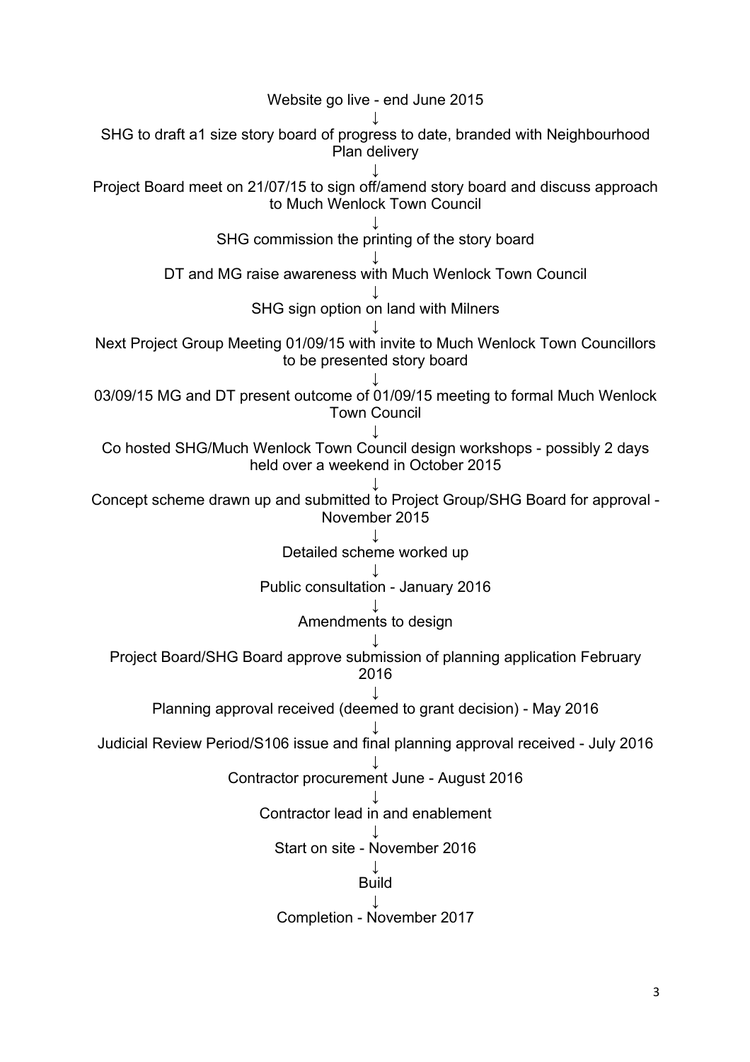Website go live - end June 2015

↓

SHG to draft a1 size story board of progress to date, branded with Neighbourhood Plan delivery

↓

Project Board meet on 21/07/15 to sign off/amend story board and discuss approach to Much Wenlock Town Council

↓

SHG commission the printing of the story board

↓

DT and MG raise awareness with Much Wenlock Town Council

↓

SHG sign option on land with Milners

↓

Next Project Group Meeting 01/09/15 with invite to Much Wenlock Town Councillors to be presented story board

↓

03/09/15 MG and DT present outcome of 01/09/15 meeting to formal Much Wenlock Town Council

↓

Co hosted SHG/Much Wenlock Town Council design workshops - possibly 2 days held over a weekend in October 2015

↓

Concept scheme drawn up and submitted to Project Group/SHG Board for approval - November 2015

↓

Detailed scheme worked up

↓

Public consultation - January 2016

↓

Amendments to design

↓

Project Board/SHG Board approve submission of planning application February 2016

↓

Planning approval received (deemed to grant decision) - May 2016

↓

Judicial Review Period/S106 issue and final planning approval received - July 2016

↓

Contractor procurement June - August 2016

↓

Contractor lead in and enablement

↓

Start on site - November 2016

↓

Build

↓

Completion - November 2017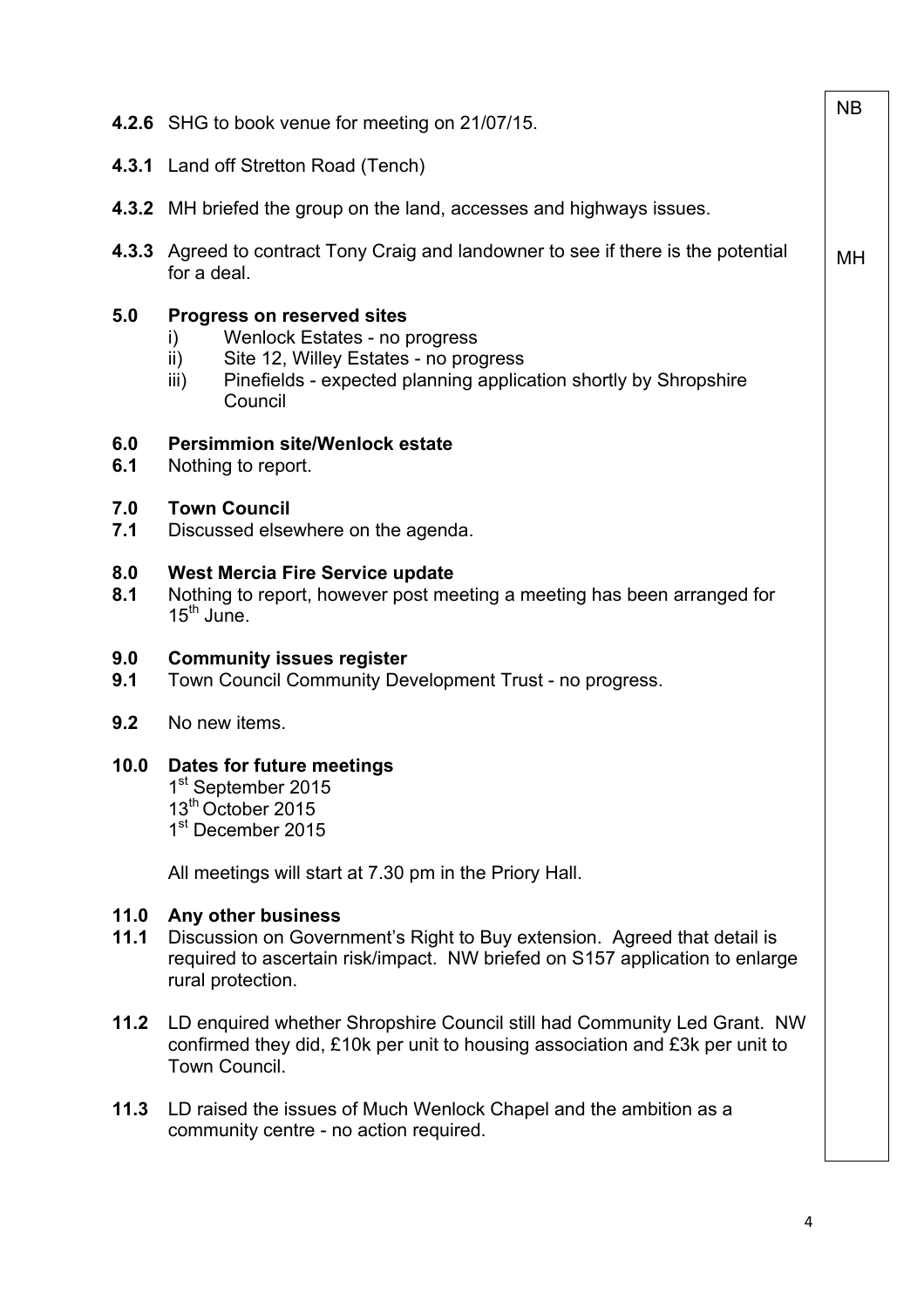**4.2.6** SHG to book venue for meeting on 21/07/15. — NB

**4.3.1** Land off Stretton Road (Tench)

**4.3.2** MH briefed the group on the land, accesses and highways issues.

**4.3.3** Agreed to contract Tony Craig and landowner to see if there is the potential for a deal. — MH

## 5.0 Progress on reserved sites

i) Wenlock Estates - no progress
ii) Site 12, Willey Estates - no progress
iii) Pinefields - expected planning application shortly by Shropshire Council

## 6.0 Persimmion site/Wenlock estate

**6.1** Nothing to report.

## 7.0 Town Council

**7.1** Discussed elsewhere on the agenda.

## 8.0 West Mercia Fire Service update

**8.1** Nothing to report, however post meeting a meeting has been arranged for 15th June.

## 9.0 Community issues register

**9.1** Town Council Community Development Trust - no progress.

**9.2** No new items.

## 10.0 Dates for future meetings

1st September 2015
13th October 2015
1st December 2015

All meetings will start at 7.30 pm in the Priory Hall.

## 11.0 Any other business

**11.1** Discussion on Government's Right to Buy extension. Agreed that detail is required to ascertain risk/impact. NW briefed on S157 application to enlarge rural protection.

**11.2** LD enquired whether Shropshire Council still had Community Led Grant. NW confirmed they did, £10k per unit to housing association and £3k per unit to Town Council.

**11.3** LD raised the issues of Much Wenlock Chapel and the ambition as a community centre - no action required.